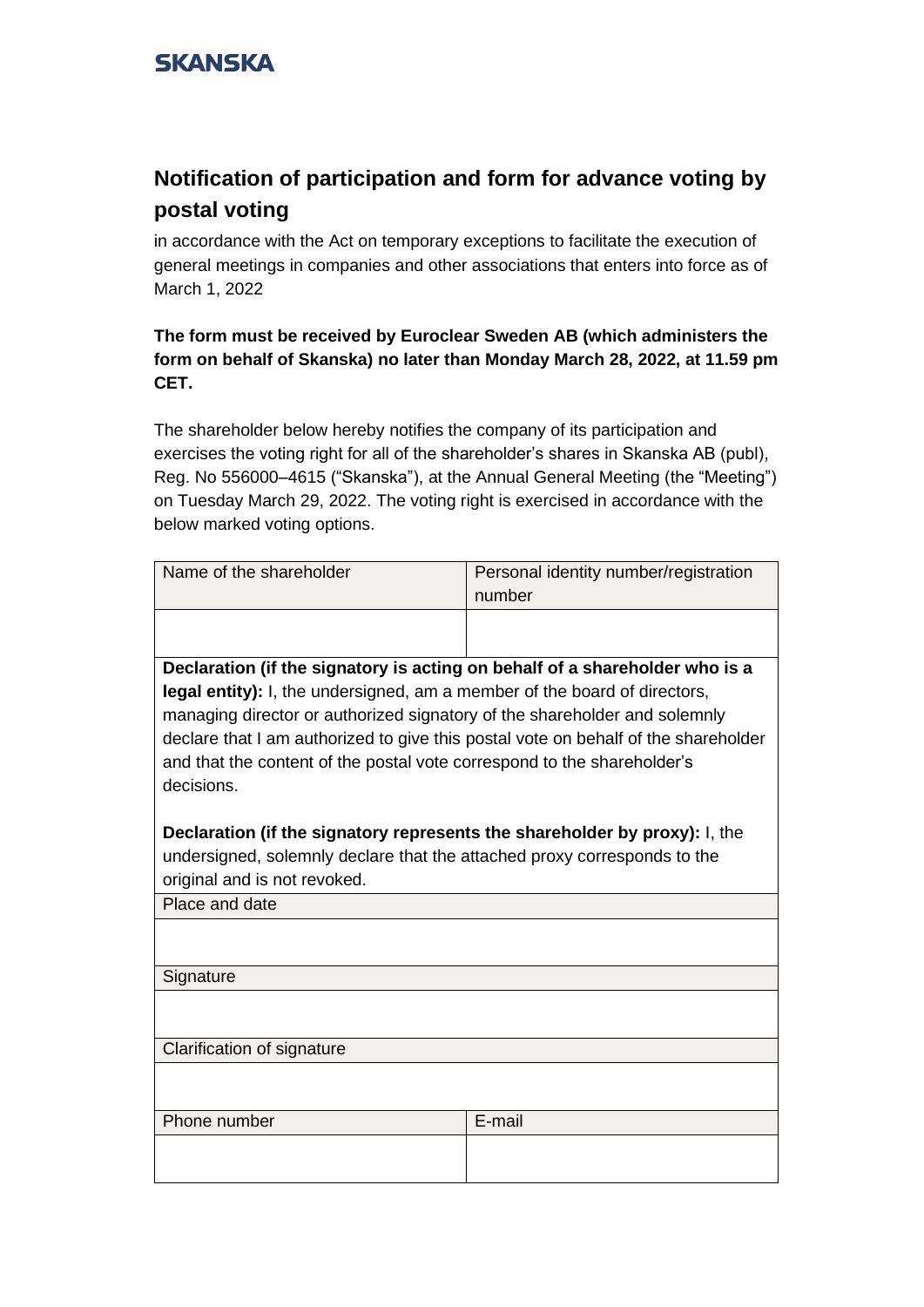SKANSKA

# Notification of participation and form for advance voting by postal voting

in accordance with the Act on temporary exceptions to facilitate the execution of general meetings in companies and other associations that enters into force as of March 1, 2022

**The form must be received by Euroclear Sweden AB (which administers the form on behalf of Skanska) no later than Monday March 28, 2022, at 11.59 pm CET.**

The shareholder below hereby notifies the company of its participation and exercises the voting right for all of the shareholder's shares in Skanska AB (publ), Reg. No 556000–4615 ("Skanska"), at the Annual General Meeting (the "Meeting") on Tuesday March 29, 2022. The voting right is exercised in accordance with the below marked voting options.

| Name of the shareholder | Personal identity number/registration number |
|---|---|
| | |
| **Declaration (if the signatory is acting on behalf of a shareholder who is a legal entity):** I, the undersigned, am a member of the board of directors, managing director or authorized signatory of the shareholder and solemnly declare that I am authorized to give this postal vote on behalf of the shareholder and that the content of the postal vote correspond to the shareholder's decisions.<br><br>**Declaration (if the signatory represents the shareholder by proxy):** I, the undersigned, solemnly declare that the attached proxy corresponds to the original and is not revoked. | |
| Place and date | |
| | |
| Signature | |
| | |
| Clarification of signature | |
| | |
| Phone number | E-mail |
| | |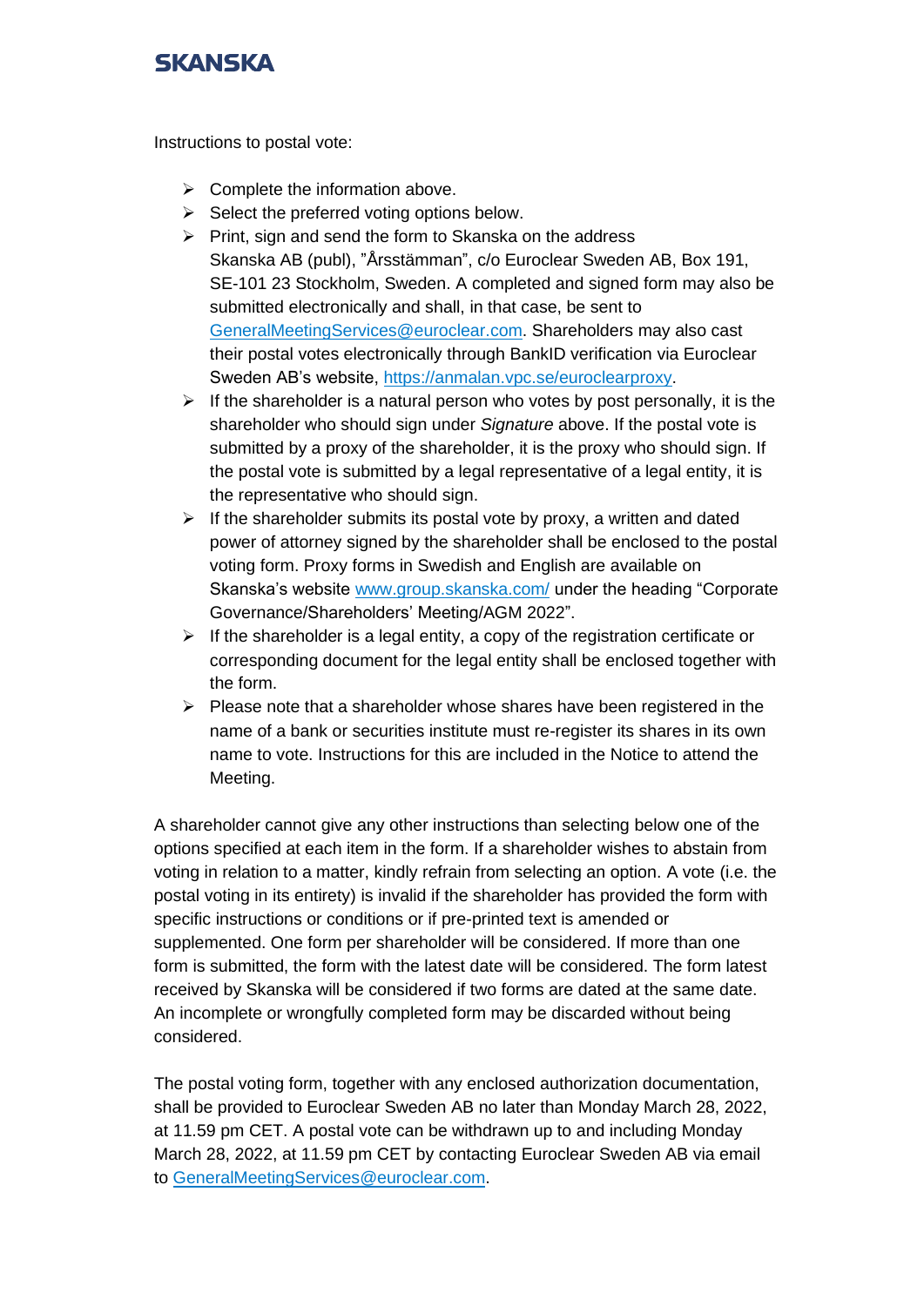Instructions to postal vote:

- Complete the information above.
- Select the preferred voting options below.
- Print, sign and send the form to Skanska on the address Skanska AB (publ), "Årsstämman", c/o Euroclear Sweden AB, Box 191, SE-101 23 Stockholm, Sweden. A completed and signed form may also be submitted electronically and shall, in that case, be sent to GeneralMeetingServices@euroclear.com. Shareholders may also cast their postal votes electronically through BankID verification via Euroclear Sweden AB's website, https://anmalan.vpc.se/euroclearproxy.
- If the shareholder is a natural person who votes by post personally, it is the shareholder who should sign under *Signature* above. If the postal vote is submitted by a proxy of the shareholder, it is the proxy who should sign. If the postal vote is submitted by a legal representative of a legal entity, it is the representative who should sign.
- If the shareholder submits its postal vote by proxy, a written and dated power of attorney signed by the shareholder shall be enclosed to the postal voting form. Proxy forms in Swedish and English are available on Skanska's website www.group.skanska.com/ under the heading "Corporate Governance/Shareholders' Meeting/AGM 2022".
- If the shareholder is a legal entity, a copy of the registration certificate or corresponding document for the legal entity shall be enclosed together with the form.
- Please note that a shareholder whose shares have been registered in the name of a bank or securities institute must re-register its shares in its own name to vote. Instructions for this are included in the Notice to attend the Meeting.

A shareholder cannot give any other instructions than selecting below one of the options specified at each item in the form. If a shareholder wishes to abstain from voting in relation to a matter, kindly refrain from selecting an option. A vote (i.e. the postal voting in its entirety) is invalid if the shareholder has provided the form with specific instructions or conditions or if pre-printed text is amended or supplemented. One form per shareholder will be considered. If more than one form is submitted, the form with the latest date will be considered. The form latest received by Skanska will be considered if two forms are dated at the same date. An incomplete or wrongfully completed form may be discarded without being considered.

The postal voting form, together with any enclosed authorization documentation, shall be provided to Euroclear Sweden AB no later than Monday March 28, 2022, at 11.59 pm CET. A postal vote can be withdrawn up to and including Monday March 28, 2022, at 11.59 pm CET by contacting Euroclear Sweden AB via email to GeneralMeetingServices@euroclear.com.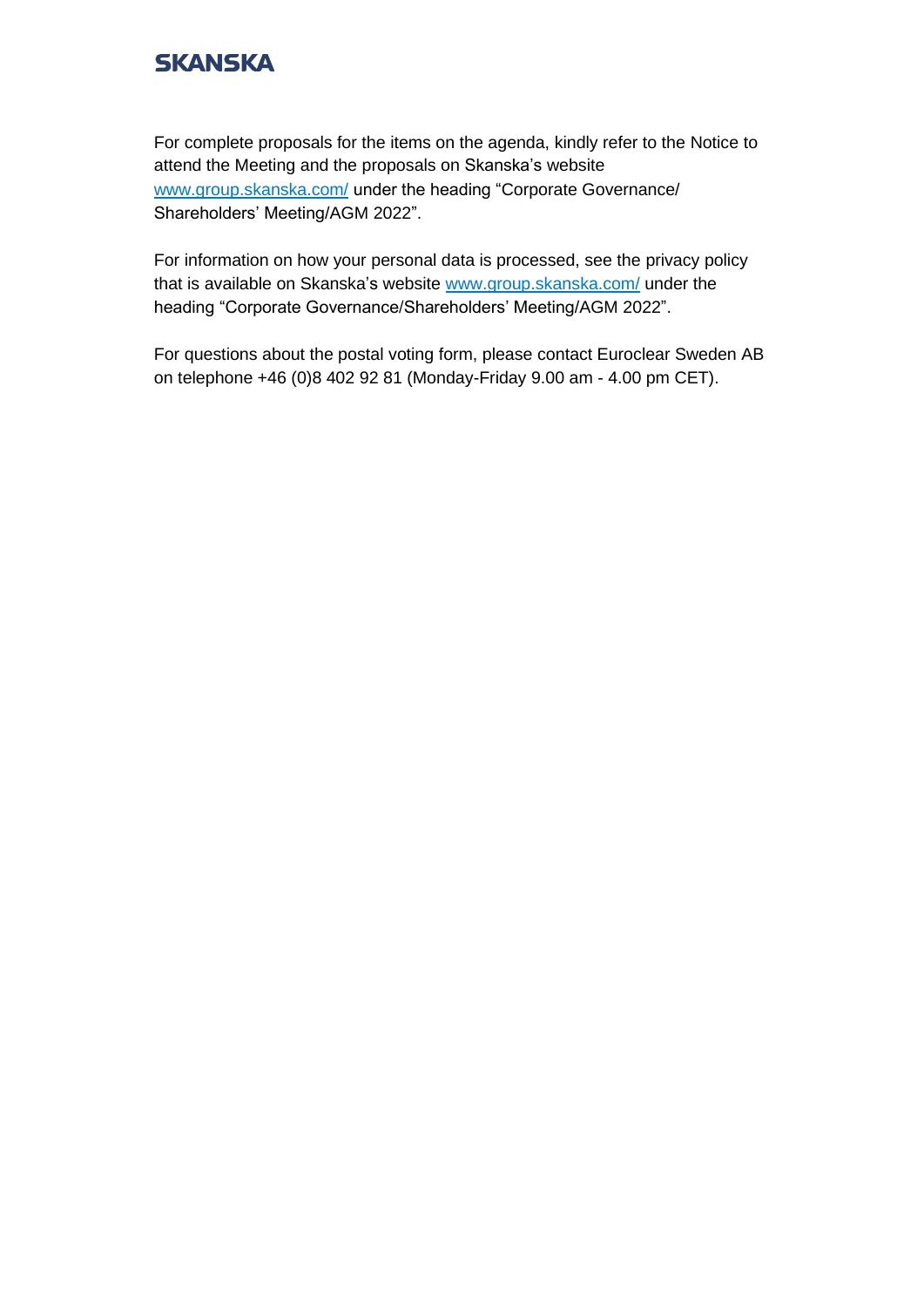For complete proposals for the items on the agenda, kindly refer to the Notice to attend the Meeting and the proposals on Skanska's website www.group.skanska.com/ under the heading "Corporate Governance/ Shareholders' Meeting/AGM 2022".

For information on how your personal data is processed, see the privacy policy that is available on Skanska's website www.group.skanska.com/ under the heading "Corporate Governance/Shareholders' Meeting/AGM 2022".

For questions about the postal voting form, please contact Euroclear Sweden AB on telephone +46 (0)8 402 92 81 (Monday-Friday 9.00 am - 4.00 pm CET).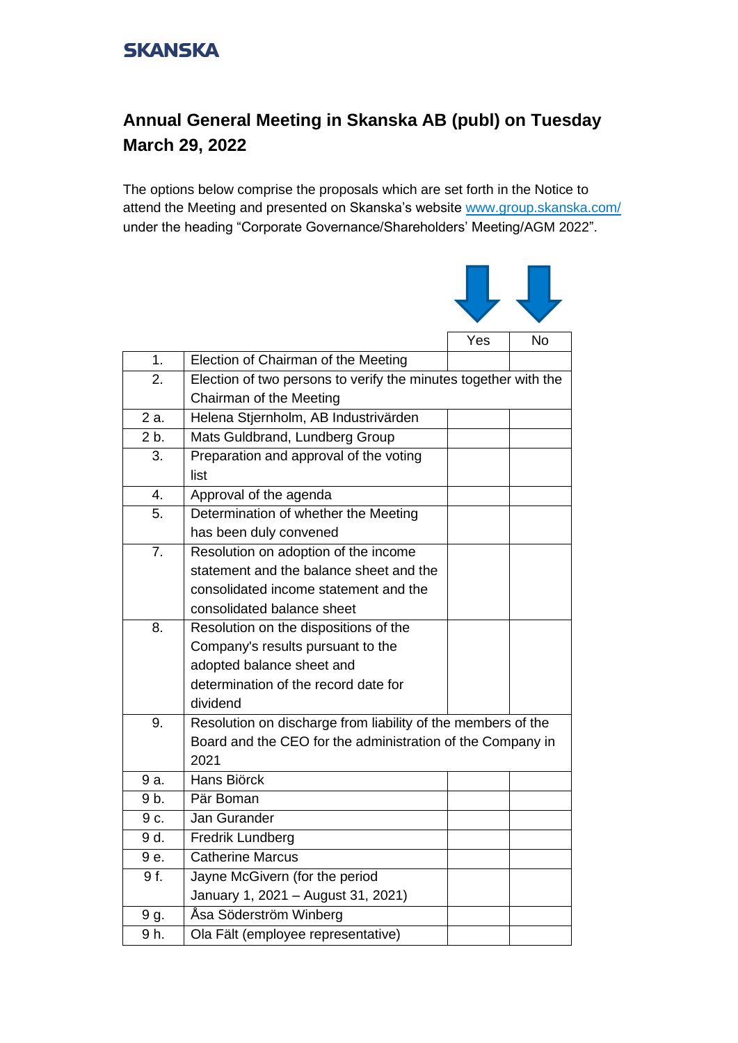SKANSKA

# Annual General Meeting in Skanska AB (publ) on Tuesday March 29, 2022

The options below comprise the proposals which are set forth in the Notice to attend the Meeting and presented on Skanska's website www.group.skanska.com/ under the heading "Corporate Governance/Shareholders' Meeting/AGM 2022".

| | | Yes | No |
|---|---|---|---|
| 1. | Election of Chairman of the Meeting | | |
| 2. | Election of two persons to verify the minutes together with the Chairman of the Meeting | | |
| 2 a. | Helena Stjernholm, AB Industrivärden | | |
| 2 b. | Mats Guldbrand, Lundberg Group | | |
| 3. | Preparation and approval of the voting list | | |
| 4. | Approval of the agenda | | |
| 5. | Determination of whether the Meeting has been duly convened | | |
| 7. | Resolution on adoption of the income statement and the balance sheet and the consolidated income statement and the consolidated balance sheet | | |
| 8. | Resolution on the dispositions of the Company's results pursuant to the adopted balance sheet and determination of the record date for dividend | | |
| 9. | Resolution on discharge from liability of the members of the Board and the CEO for the administration of the Company in 2021 | | |
| 9 a. | Hans Biörck | | |
| 9 b. | Pär Boman | | |
| 9 c. | Jan Gurander | | |
| 9 d. | Fredrik Lundberg | | |
| 9 e. | Catherine Marcus | | |
| 9 f. | Jayne McGivern (for the period January 1, 2021 – August 31, 2021) | | |
| 9 g. | Åsa Söderström Winberg | | |
| 9 h. | Ola Fält (employee representative) | | |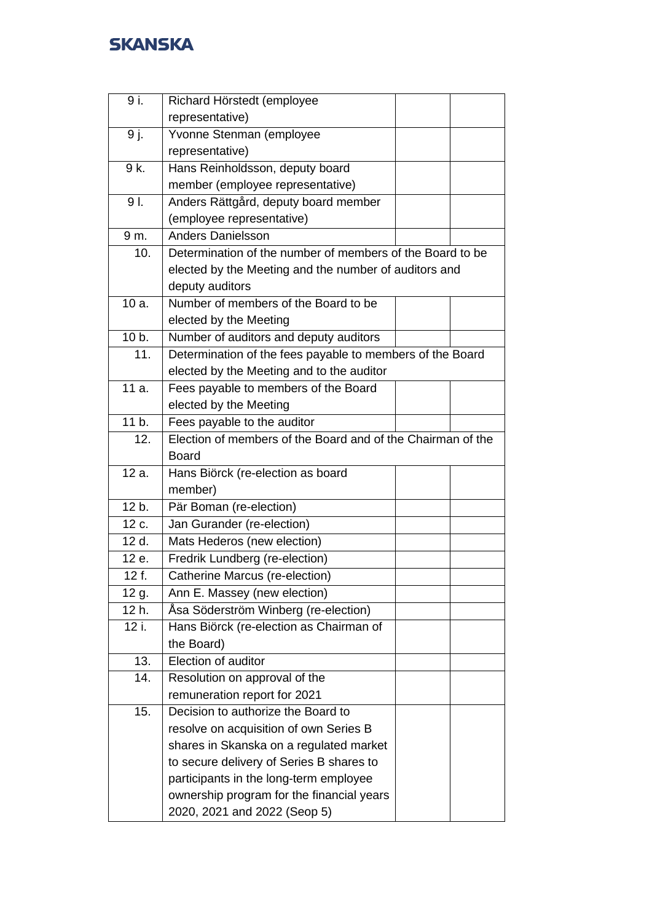| | | | |
|---|---|---|---|
| 9 i. | Richard Hörstedt (employee representative) | | |
| 9 j. | Yvonne Stenman (employee representative) | | |
| 9 k. | Hans Reinholdsson, deputy board member (employee representative) | | |
| 9 l. | Anders Rättgård, deputy board member (employee representative) | | |
| 9 m. | Anders Danielsson | | |
| 10. | Determination of the number of members of the Board to be elected by the Meeting and the number of auditors and deputy auditors | | |
| 10 a. | Number of members of the Board to be elected by the Meeting | | |
| 10 b. | Number of auditors and deputy auditors | | |
| 11. | Determination of the fees payable to members of the Board elected by the Meeting and to the auditor | | |
| 11 a. | Fees payable to members of the Board elected by the Meeting | | |
| 11 b. | Fees payable to the auditor | | |
| 12. | Election of members of the Board and of the Chairman of the Board | | |
| 12 a. | Hans Biörck (re-election as board member) | | |
| 12 b. | Pär Boman (re-election) | | |
| 12 c. | Jan Gurander (re-election) | | |
| 12 d. | Mats Hederos (new election) | | |
| 12 e. | Fredrik Lundberg (re-election) | | |
| 12 f. | Catherine Marcus (re-election) | | |
| 12 g. | Ann E. Massey (new election) | | |
| 12 h. | Åsa Söderström Winberg (re-election) | | |
| 12 i. | Hans Biörck (re-election as Chairman of the Board) | | |
| 13. | Election of auditor | | |
| 14. | Resolution on approval of the remuneration report for 2021 | | |
| 15. | Decision to authorize the Board to resolve on acquisition of own Series B shares in Skanska on a regulated market to secure delivery of Series B shares to participants in the long-term employee ownership program for the financial years 2020, 2021 and 2022 (Seop 5) | | |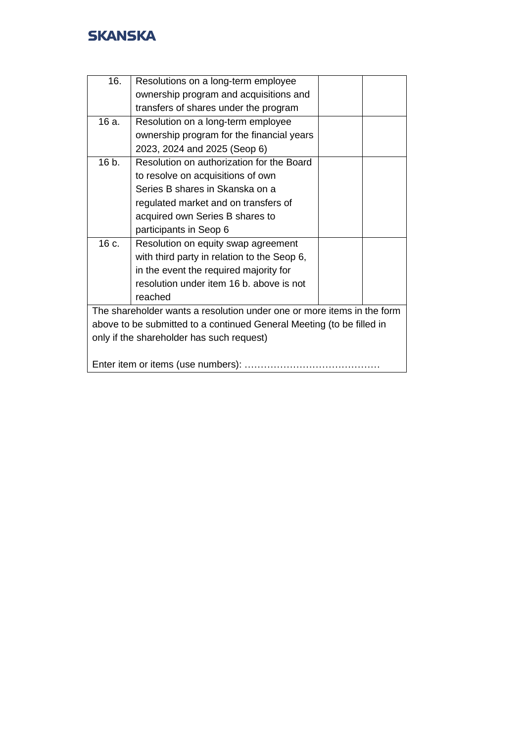| | | | |
|---|---|---|---|
| 16. | Resolutions on a long-term employee ownership program and acquisitions and transfers of shares under the program | | |
| 16 a. | Resolution on a long-term employee ownership program for the financial years 2023, 2024 and 2025 (Seop 6) | | |
| 16 b. | Resolution on authorization for the Board to resolve on acquisitions of own Series B shares in Skanska on a regulated market and on transfers of acquired own Series B shares to participants in Seop 6 | | |
| 16 c. | Resolution on equity swap agreement with third party in relation to the Seop 6, in the event the required majority for resolution under item 16 b. above is not reached | | |

The shareholder wants a resolution under one or more items in the form above to be submitted to a continued General Meeting (to be filled in only if the shareholder has such request)

Enter item or items (use numbers): ……………………………………